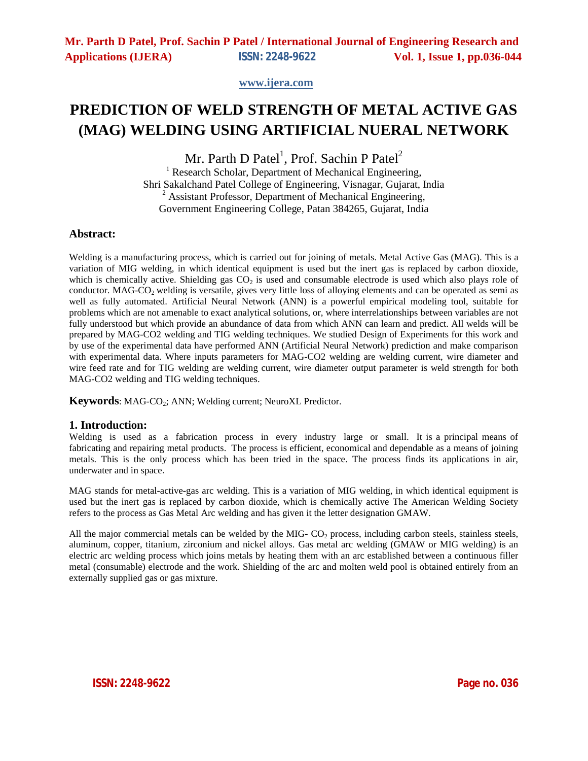# PREDICTION OF WELD STRENGTH OF METAL ACTIVE GAS (MAG) WELDING USING ARTIFICIAL NUERAL NETWORK

Mr. Parth D Patel[1], Prof. Sachin P Patel[2]

[1] Research Scholar, Department of Mechanical Engineering,
Shri Sakalchand Patel College of Engineering, Visnagar, Gujarat, India
[2] Assistant Professor, Department of Mechanical Engineering,
Government Engineering College, Patan 384265, Gujarat, India

## Abstract:

Welding is a manufacturing process, which is carried out for joining of metals. Metal Active Gas (MAG). This is a variation of MIG welding, in which identical equipment is used but the inert gas is replaced by carbon dioxide, which is chemically active. Shielding gas $CO_2$ is used and consumable electrode is used which also plays role of conductor. MAG-$CO_2$ welding is versatile, gives very little loss of alloying elements and can be operated as semi as well as fully automated. Artificial Neural Network (ANN) is a powerful empirical modeling tool, suitable for problems which are not amenable to exact analytical solutions, or, where interrelationships between variables are not fully understood but which provide an abundance of data from which ANN can learn and predict. All welds will be prepared by MAG-CO2 welding and TIG welding techniques. We studied Design of Experiments for this work and by use of the experimental data have performed ANN (Artificial Neural Network) prediction and make comparison with experimental data. Where inputs parameters for MAG-CO2 welding are welding current, wire diameter and wire feed rate and for TIG welding are welding current, wire diameter output parameter is weld strength for both MAG-CO2 welding and TIG welding techniques.

**Keywords**: MAG-$CO_2$; ANN; Welding current; NeuroXL Predictor.

## 1. Introduction:

Welding is used as a fabrication process in every industry large or small. It is a principal means of fabricating and repairing metal products. The process is efficient, economical and dependable as a means of joining metals. This is the only process which has been tried in the space. The process finds its applications in air, underwater and in space.

MAG stands for metal-active-gas arc welding. This is a variation of MIG welding, in which identical equipment is used but the inert gas is replaced by carbon dioxide, which is chemically active The American Welding Society refers to the process as Gas Metal Arc welding and has given it the letter designation GMAW.

All the major commercial metals can be welded by the MIG- $CO_2$ process, including carbon steels, stainless steels, aluminum, copper, titanium, zirconium and nickel alloys. Gas metal arc welding (GMAW or MIG welding) is an electric arc welding process which joins metals by heating them with an arc established between a continuous filler metal (consumable) electrode and the work. Shielding of the arc and molten weld pool is obtained entirely from an externally supplied gas or gas mixture.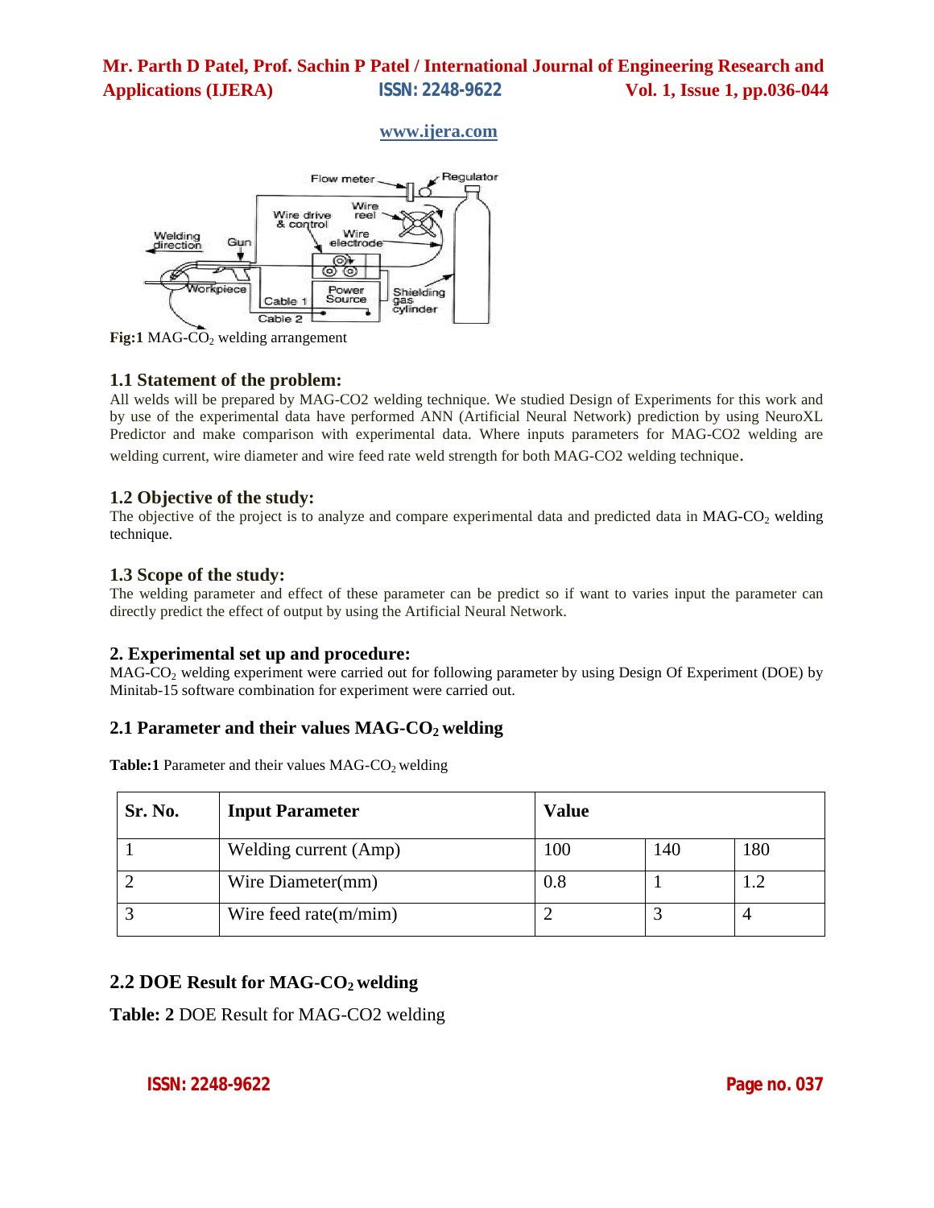Fig:1 MAG-$CO_2$ welding arrangement

### 1.1 Statement of the problem:

All welds will be prepared by MAG-CO2 welding technique. We studied Design of Experiments for this work and by use of the experimental data have performed ANN (Artificial Neural Network) prediction by using NeuroXL Predictor and make comparison with experimental data. Where inputs parameters for MAG-CO2 welding are welding current, wire diameter and wire feed rate weld strength for both MAG-CO2 welding technique.

### 1.2 Objective of the study:

The objective of the project is to analyze and compare experimental data and predicted data in MAG-$CO_2$ welding technique.

### 1.3 Scope of the study:

The welding parameter and effect of these parameter can be predict so if want to varies input the parameter can directly predict the effect of output by using the Artificial Neural Network.

## 2. Experimental set up and procedure:

MAG-$CO_2$ welding experiment were carried out for following parameter by using Design Of Experiment (DOE) by Minitab-15 software combination for experiment were carried out.

### 2.1 Parameter and their values MAG-$CO_2$ welding

**Table:1** Parameter and their values MAG-$CO_2$ welding

| Sr. No. | Input Parameter | Value | | |
|---|---|---|---|---|
| 1 | Welding current (Amp) | 100 | 140 | 180 |
| 2 | Wire Diameter(mm) | 0.8 | 1 | 1.2 |
| 3 | Wire feed rate(m/mim) | 2 | 3 | 4 |

### 2.2 DOE Result for MAG-$CO_2$ welding

**Table: 2** DOE Result for MAG-CO2 welding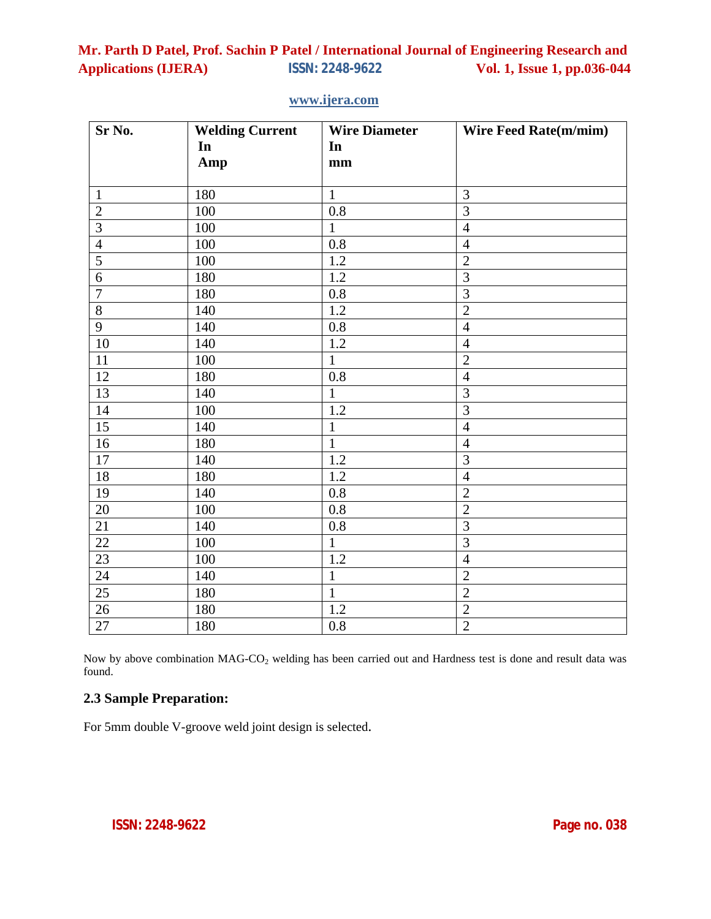| Sr No. | Welding Current In Amp | Wire Diameter In mm | Wire Feed Rate(m/mim) |
|---|---|---|---|
| 1 | 180 | 1 | 3 |
| 2 | 100 | 0.8 | 3 |
| 3 | 100 | 1 | 4 |
| 4 | 100 | 0.8 | 4 |
| 5 | 100 | 1.2 | 2 |
| 6 | 180 | 1.2 | 3 |
| 7 | 180 | 0.8 | 3 |
| 8 | 140 | 1.2 | 2 |
| 9 | 140 | 0.8 | 4 |
| 10 | 140 | 1.2 | 4 |
| 11 | 100 | 1 | 2 |
| 12 | 180 | 0.8 | 4 |
| 13 | 140 | 1 | 3 |
| 14 | 100 | 1.2 | 3 |
| 15 | 140 | 1 | 4 |
| 16 | 180 | 1 | 4 |
| 17 | 140 | 1.2 | 3 |
| 18 | 180 | 1.2 | 4 |
| 19 | 140 | 0.8 | 2 |
| 20 | 100 | 0.8 | 2 |
| 21 | 140 | 0.8 | 3 |
| 22 | 100 | 1 | 3 |
| 23 | 100 | 1.2 | 4 |
| 24 | 140 | 1 | 2 |
| 25 | 180 | 1 | 2 |
| 26 | 180 | 1.2 | 2 |
| 27 | 180 | 0.8 | 2 |

Now by above combination MAG-$CO_2$ welding has been carried out and Hardness test is done and result data was found.

### 2.3 Sample Preparation:

For 5mm double V-groove weld joint design is selected.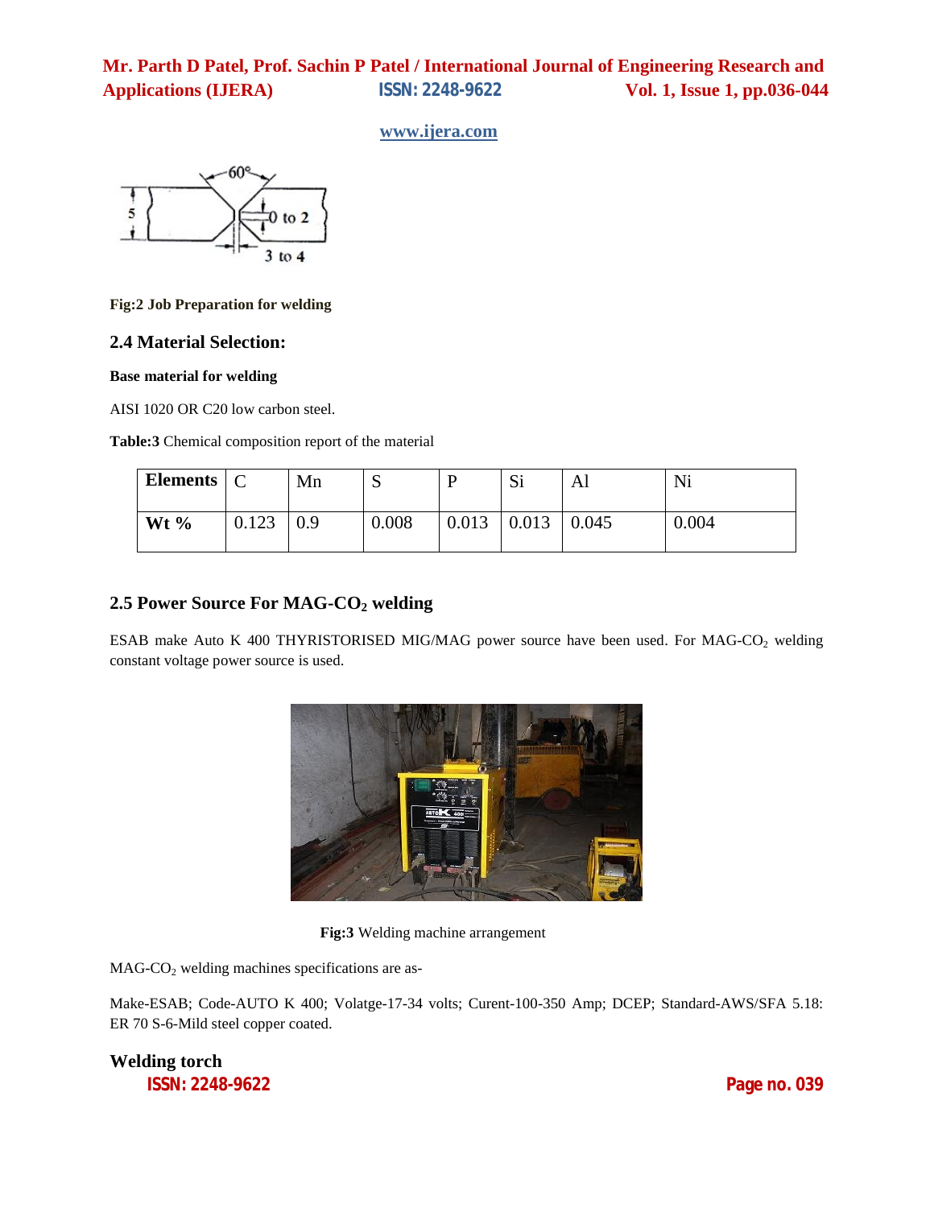Fig:2 **Job Preparation for welding**

## 2.4 Material Selection:

**Base material for welding**

AISI 1020 OR C20 low carbon steel.

**Table:3** Chemical composition report of the material

| Elements | C | Mn | S | P | Si | Al | Ni |
|---|---|---|---|---|---|---|---|
| **Wt %** | 0.123 | 0.9 | 0.008 | 0.013 | 0.013 | 0.045 | 0.004 |

## 2.5 Power Source For MAG-$CO_2$ welding

ESAB make Auto K 400 THYRISTORISED MIG/MAG power source have been used. For MAG-$CO_2$ welding constant voltage power source is used.

**Fig:3** Welding machine arrangement

MAG-$CO_2$ welding machines specifications are as-

Make-ESAB; Code-AUTO K 400; Volatge-17-34 volts; Curent-100-350 Amp; DCEP; Standard-AWS/SFA 5.18: ER 70 S-6-Mild steel copper coated.

**Welding torch**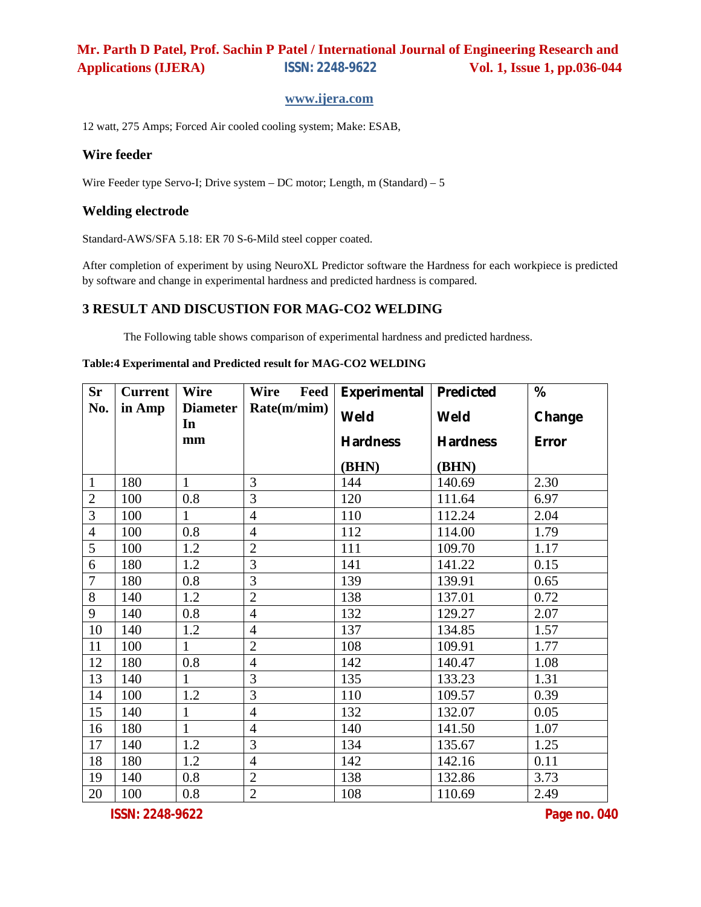12 watt, 275 Amps; Forced Air cooled cooling system; Make: ESAB,

### Wire feeder

Wire Feeder type Servo-I; Drive system – DC motor; Length, m (Standard) – 5

### Welding electrode

Standard-AWS/SFA 5.18: ER 70 S-6-Mild steel copper coated.

After completion of experiment by using NeuroXL Predictor software the Hardness for each workpiece is predicted by software and change in experimental hardness and predicted hardness is compared.

## 3 RESULT AND DISCUSTION FOR MAG-CO2 WELDING

The Following table shows comparison of experimental hardness and predicted hardness.

**Table:4 Experimental and Predicted result for MAG-CO2 WELDING**

| Sr No. | Current in Amp | Wire Diameter In mm | Wire Feed Rate(m/mim) | Experimental Weld Hardness (BHN) | Predicted Weld Hardness (BHN) | % Change Error |
|---|---|---|---|---|---|---|
| 1 | 180 | 1 | 3 | 144 | 140.69 | 2.30 |
| 2 | 100 | 0.8 | 3 | 120 | 111.64 | 6.97 |
| 3 | 100 | 1 | 4 | 110 | 112.24 | 2.04 |
| 4 | 100 | 0.8 | 4 | 112 | 114.00 | 1.79 |
| 5 | 100 | 1.2 | 2 | 111 | 109.70 | 1.17 |
| 6 | 180 | 1.2 | 3 | 141 | 141.22 | 0.15 |
| 7 | 180 | 0.8 | 3 | 139 | 139.91 | 0.65 |
| 8 | 140 | 1.2 | 2 | 138 | 137.01 | 0.72 |
| 9 | 140 | 0.8 | 4 | 132 | 129.27 | 2.07 |
| 10 | 140 | 1.2 | 4 | 137 | 134.85 | 1.57 |
| 11 | 100 | 1 | 2 | 108 | 109.91 | 1.77 |
| 12 | 180 | 0.8 | 4 | 142 | 140.47 | 1.08 |
| 13 | 140 | 1 | 3 | 135 | 133.23 | 1.31 |
| 14 | 100 | 1.2 | 3 | 110 | 109.57 | 0.39 |
| 15 | 140 | 1 | 4 | 132 | 132.07 | 0.05 |
| 16 | 180 | 1 | 4 | 140 | 141.50 | 1.07 |
| 17 | 140 | 1.2 | 3 | 134 | 135.67 | 1.25 |
| 18 | 180 | 1.2 | 4 | 142 | 142.16 | 0.11 |
| 19 | 140 | 0.8 | 2 | 138 | 132.86 | 3.73 |
| 20 | 100 | 0.8 | 2 | 108 | 110.69 | 2.49 |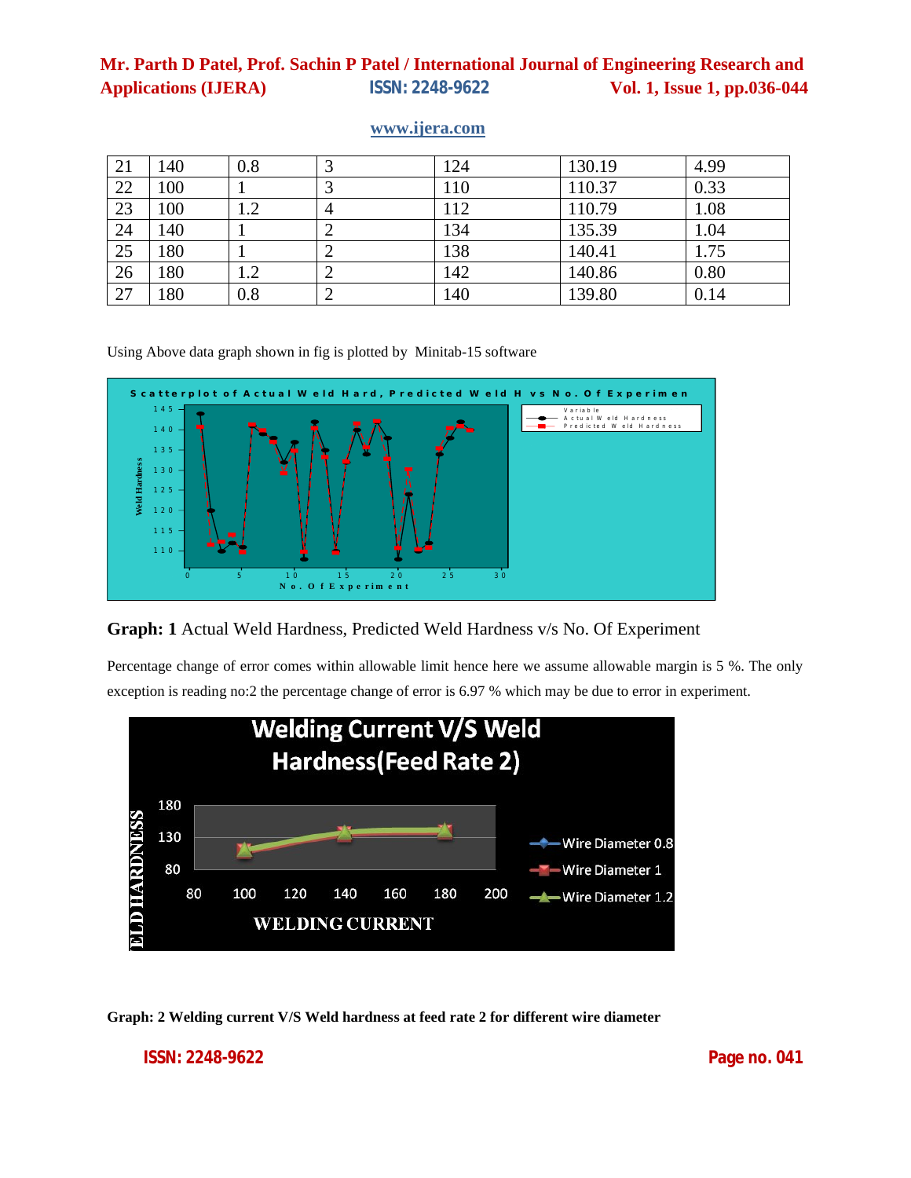| 21 | 140 | 0.8 | 3 | 124 | 130.19 | 4.99 |
|---|---|---|---|---|---|---|
| 22 | 100 | 1 | 3 | 110 | 110.37 | 0.33 |
| 23 | 100 | 1.2 | 4 | 112 | 110.79 | 1.08 |
| 24 | 140 | 1 | 2 | 134 | 135.39 | 1.04 |
| 25 | 180 | 1 | 2 | 138 | 140.41 | 1.75 |
| 26 | 180 | 1.2 | 2 | 142 | 140.86 | 0.80 |
| 27 | 180 | 0.8 | 2 | 140 | 139.80 | 0.14 |

Using Above data graph shown in fig is plotted by Minitab-15 software

**Graph: 1** Actual Weld Hardness, Predicted Weld Hardness v/s No. Of Experiment

Percentage change of error comes within allowable limit hence here we assume allowable margin is 5 %. The only exception is reading no:2 the percentage change of error is 6.97 % which may be due to error in experiment.

**Graph: 2 Welding current V/S Weld hardness at feed rate 2 for different wire diameter**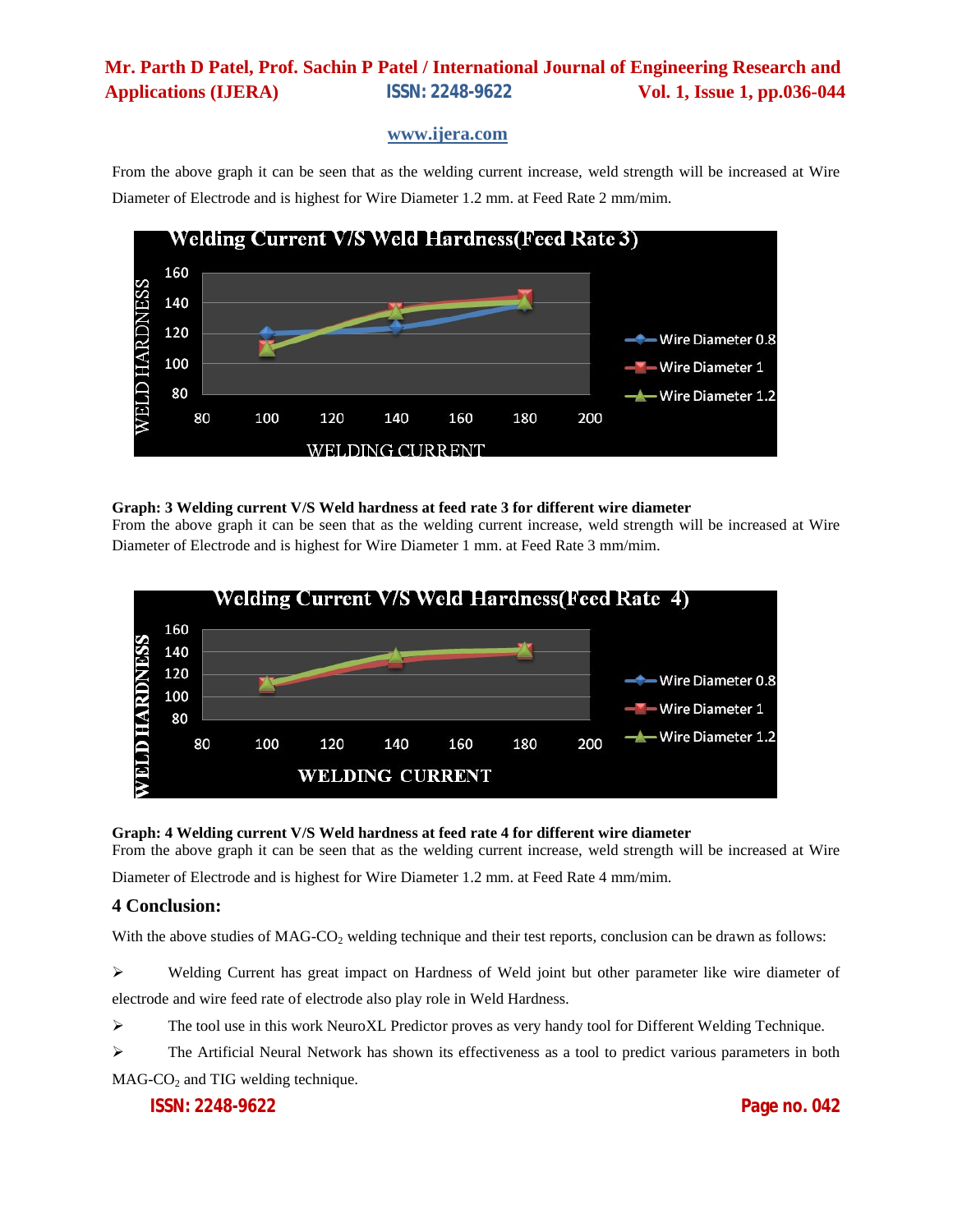From the above graph it can be seen that as the welding current increase, weld strength will be increased at Wire Diameter of Electrode and is highest for Wire Diameter 1.2 mm. at Feed Rate 2 mm/mim.

**Graph: 3 Welding current V/S Weld hardness at feed rate 3 for different wire diameter**

From the above graph it can be seen that as the welding current increase, weld strength will be increased at Wire Diameter of Electrode and is highest for Wire Diameter 1 mm. at Feed Rate 3 mm/mim.

**Graph: 4 Welding current V/S Weld hardness at feed rate 4 for different wire diameter**

From the above graph it can be seen that as the welding current increase, weld strength will be increased at Wire Diameter of Electrode and is highest for Wire Diameter 1.2 mm. at Feed Rate 4 mm/mim.

## 4 Conclusion:

With the above studies of MAG-$CO_2$ welding technique and their test reports, conclusion can be drawn as follows:

- Welding Current has great impact on Hardness of Weld joint but other parameter like wire diameter of electrode and wire feed rate of electrode also play role in Weld Hardness.
- The tool use in this work NeuroXL Predictor proves as very handy tool for Different Welding Technique.
- The Artificial Neural Network has shown its effectiveness as a tool to predict various parameters in both MAG-$CO_2$ and TIG welding technique.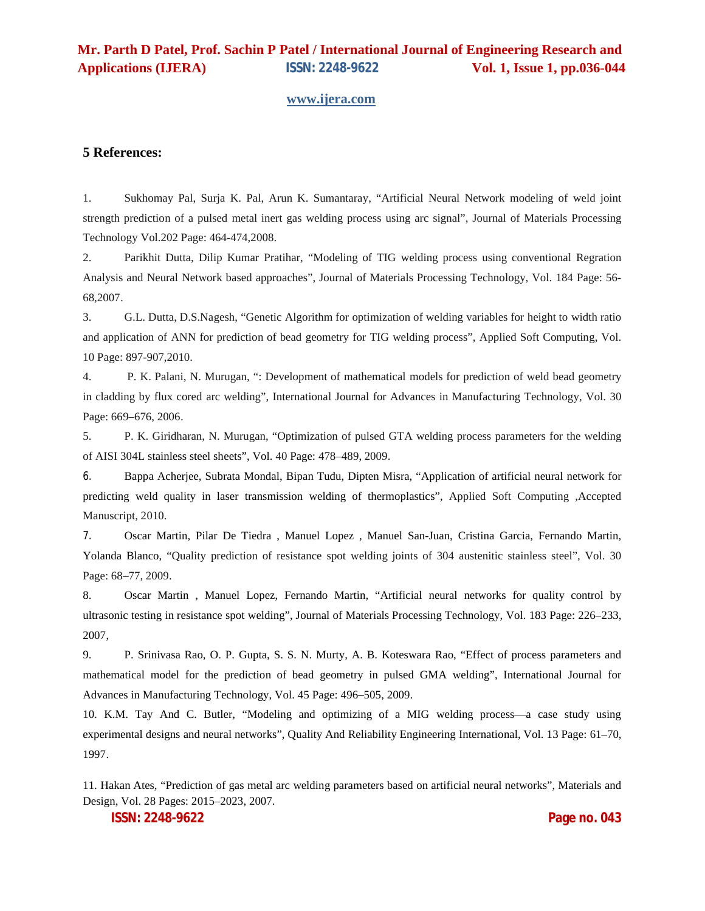## 5 References:

1. Sukhomay Pal, Surja K. Pal, Arun K. Sumantaray, "Artificial Neural Network modeling of weld joint strength prediction of a pulsed metal inert gas welding process using arc signal", Journal of Materials Processing Technology Vol.202 Page: 464-474,2008.

2. Parikhit Dutta, Dilip Kumar Pratihar, "Modeling of TIG welding process using conventional Regration Analysis and Neural Network based approaches", Journal of Materials Processing Technology, Vol. 184 Page: 56-68,2007.

3. G.L. Dutta, D.S.Nagesh, "Genetic Algorithm for optimization of welding variables for height to width ratio and application of ANN for prediction of bead geometry for TIG welding process", Applied Soft Computing, Vol. 10 Page: 897-907,2010.

4. P. K. Palani, N. Murugan, ": Development of mathematical models for prediction of weld bead geometry in cladding by flux cored arc welding", International Journal for Advances in Manufacturing Technology, Vol. 30 Page: 669–676, 2006.

5. P. K. Giridharan, N. Murugan, "Optimization of pulsed GTA welding process parameters for the welding of AISI 304L stainless steel sheets", Vol. 40 Page: 478–489, 2009.

6. Bappa Acherjee, Subrata Mondal, Bipan Tudu, Dipten Misra, "Application of artificial neural network for predicting weld quality in laser transmission welding of thermoplastics", Applied Soft Computing ,Accepted Manuscript, 2010.

7. Oscar Martin, Pilar De Tiedra , Manuel Lopez , Manuel San-Juan, Cristina Garcia, Fernando Martin, Yolanda Blanco, "Quality prediction of resistance spot welding joints of 304 austenitic stainless steel", Vol. 30 Page: 68–77, 2009.

8. Oscar Martin , Manuel Lopez, Fernando Martin, "Artificial neural networks for quality control by ultrasonic testing in resistance spot welding", Journal of Materials Processing Technology, Vol. 183 Page: 226–233, 2007,

9. P. Srinivasa Rao, O. P. Gupta, S. S. N. Murty, A. B. Koteswara Rao, "Effect of process parameters and mathematical model for the prediction of bead geometry in pulsed GMA welding", International Journal for Advances in Manufacturing Technology, Vol. 45 Page: 496–505, 2009.

10. K.M. Tay And C. Butler, "Modeling and optimizing of a MIG welding process—a case study using experimental designs and neural networks", Quality And Reliability Engineering International, Vol. 13 Page: 61–70, 1997.

11. Hakan Ates, "Prediction of gas metal arc welding parameters based on artificial neural networks", Materials and Design, Vol. 28 Pages: 2015–2023, 2007.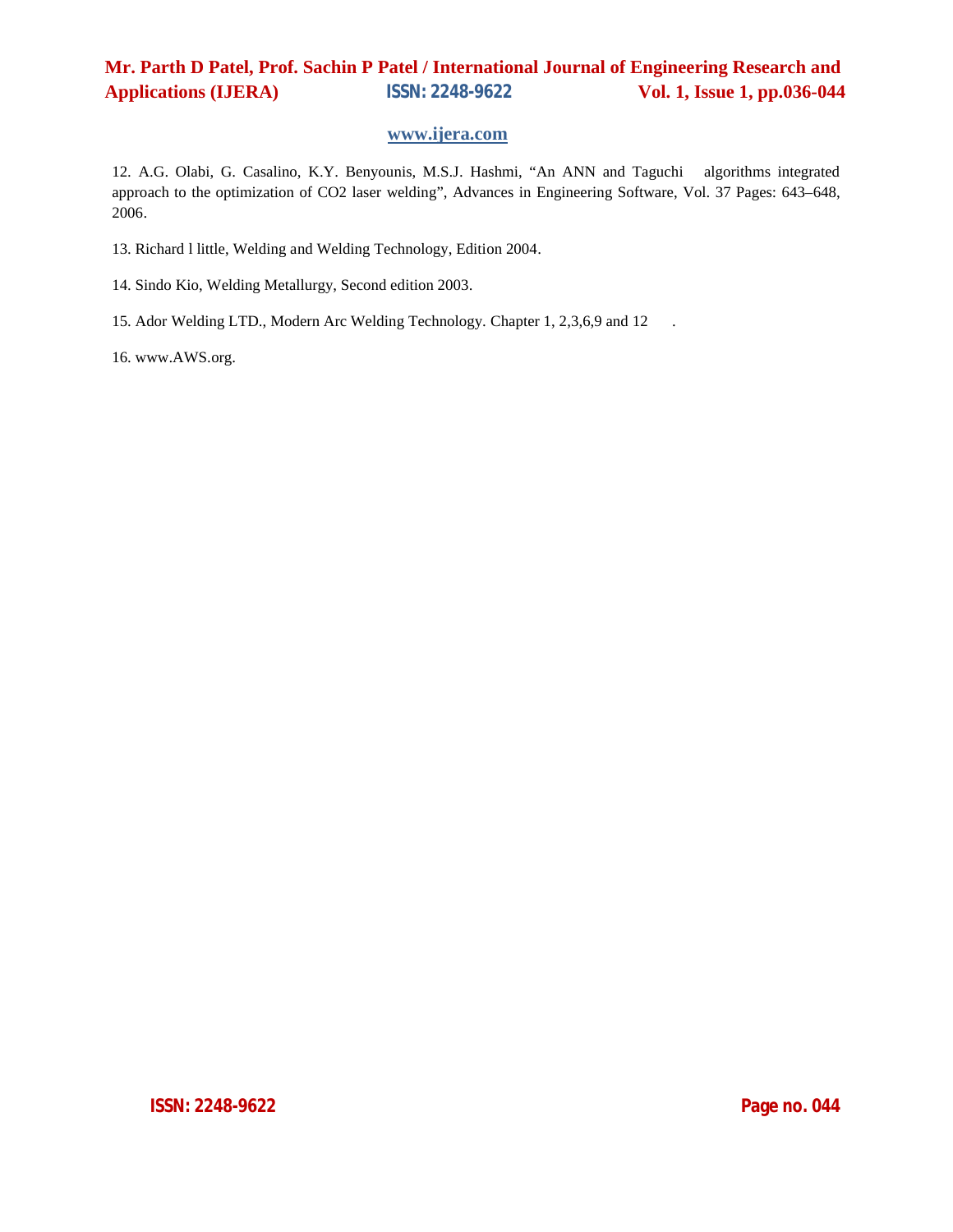12. A.G. Olabi, G. Casalino, K.Y. Benyounis, M.S.J. Hashmi, “An ANN and Taguchi algorithms integrated approach to the optimization of $CO_2$ laser welding”, Advances in Engineering Software, Vol. 37 Pages: 643–648, 2006.

13. Richard l little, Welding and Welding Technology, Edition 2004.

14. Sindo Kio, Welding Metallurgy, Second edition 2003.

15. Ador Welding LTD., Modern Arc Welding Technology. Chapter 1, 2,3,6,9 and 12 .

16. www.AWS.org.